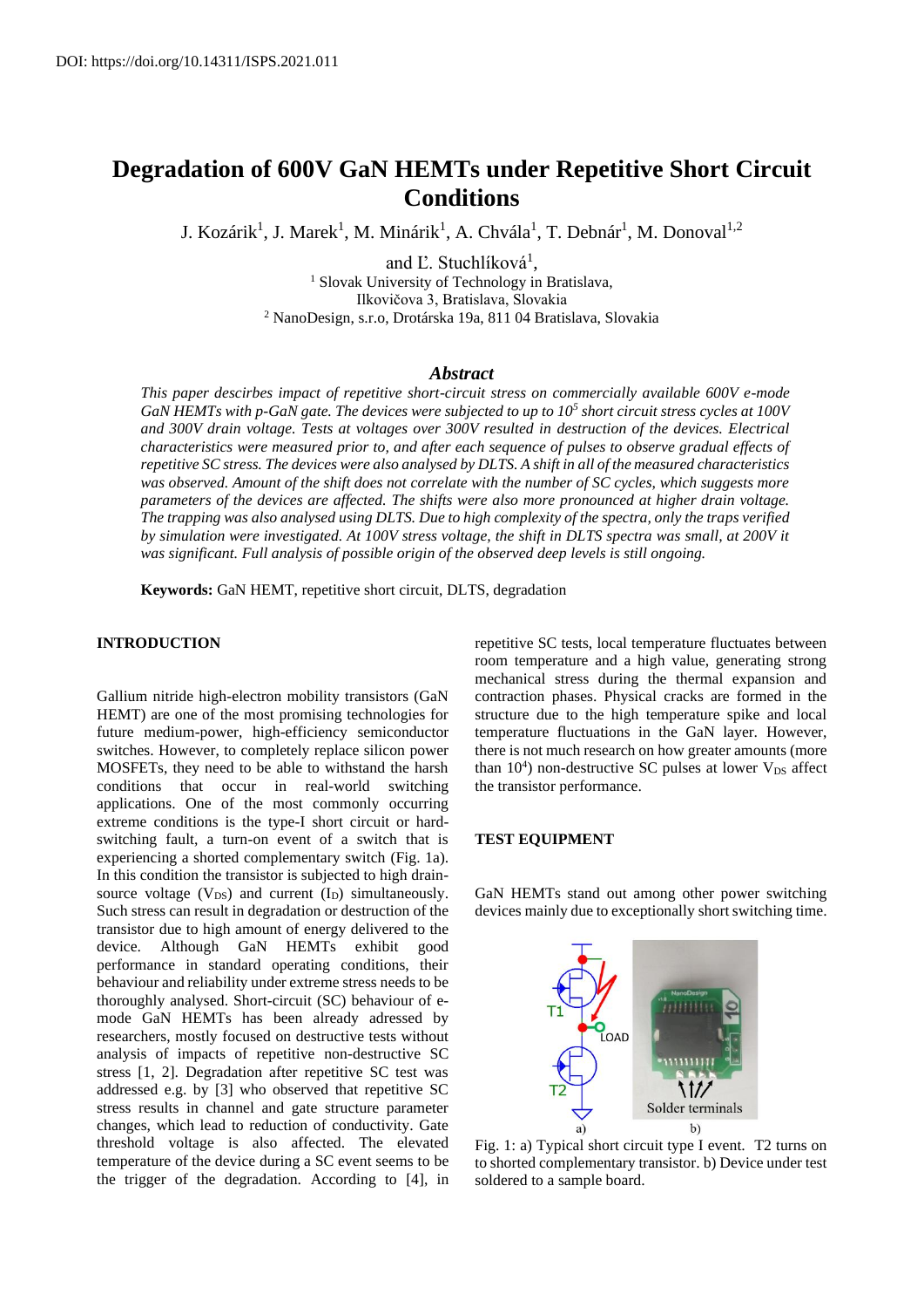DOI: https://doi.org/10.14311/ISPS.2021.011

# Degradation of 600V GaN HEMTs under Repetitive Short Circuit Conditions

J. Kozárik[1], J. Marek[1], M. Minárik[1], A. Chvála[1], T. Debnár[1], M. Donoval[1,2] and Ľ. Stuchlíková[1],

[1] Slovak University of Technology in Bratislava, Ilkovičova 3, Bratislava, Slovakia
[2] NanoDesign, s.r.o, Drotárska 19a, 811 04 Bratislava, Slovakia

## Abstract

*This paper descirbes impact of repetitive short-circuit stress on commercially available 600V e-mode GaN HEMTs with p-GaN gate. The devices were subjected to up to $10^5$ short circuit stress cycles at 100V and 300V drain voltage. Tests at voltages over 300V resulted in destruction of the devices. Electrical characteristics were measured prior to, and after each sequence of pulses to observe gradual effects of repetitive SC stress. The devices were also analysed by DLTS. A shift in all of the measured characteristics was observed. Amount of the shift does not correlate with the number of SC cycles, which suggests more parameters of the devices are affected. The shifts were also more pronounced at higher drain voltage. The trapping was also analysed using DLTS. Due to high complexity of the spectra, only the traps verified by simulation were investigated. At 100V stress voltage, the shift in DLTS spectra was small, at 200V it was significant. Full analysis of possible origin of the observed deep levels is still ongoing.*

**Keywords:** GaN HEMT, repetitive short circuit, DLTS, degradation

## INTRODUCTION

Gallium nitride high-electron mobility transistors (GaN HEMT) are one of the most promising technologies for future medium-power, high-efficiency semiconductor switches. However, to completely replace silicon power MOSFETs, they need to be able to withstand the harsh conditions that occur in real-world switching applications. One of the most commonly occurring extreme conditions is the type-I short circuit or hard-switching fault, a turn-on event of a switch that is experiencing a shorted complementary switch (Fig. 1a). In this condition the transistor is subjected to high drain-source voltage ($V_{DS}$) and current ($I_D$) simultaneously. Such stress can result in degradation or destruction of the transistor due to high amount of energy delivered to the device. Although GaN HEMTs exhibit good performance in standard operating conditions, their behaviour and reliability under extreme stress needs to be thoroughly analysed. Short-circuit (SC) behaviour of e-mode GaN HEMTs has been already adressed by researchers, mostly focused on destructive tests without analysis of impacts of repetitive non-destructive SC stress [1, 2]. Degradation after repetitive SC test was addressed e.g. by [3] who observed that repetitive SC stress results in channel and gate structure changes, which lead to reduction of conductivity. Gate threshold voltage is also affected. The elevated temperature of the device during a SC event seems to be the trigger of the degradation. According to [4], in repetitive SC tests, local temperature fluctuates between room temperature and a high value, generating strong mechanical stress during the thermal expansion and contraction phases. Physical cracks are formed in the structure due to the high temperature spike and local temperature fluctuations in the GaN layer. However, there is not much research on how greater amounts (more than $10^4$) non-destructive SC pulses at lower $V_{DS}$ affect the transistor performance.

## TEST EQUIPMENT

GaN HEMTs stand out among other power switching devices mainly due to exceptionally short switching time.

Fig. 1: a) Typical short circuit type I event. T2 turns on to shorted complementary transistor. b) Device under test soldered to a sample board.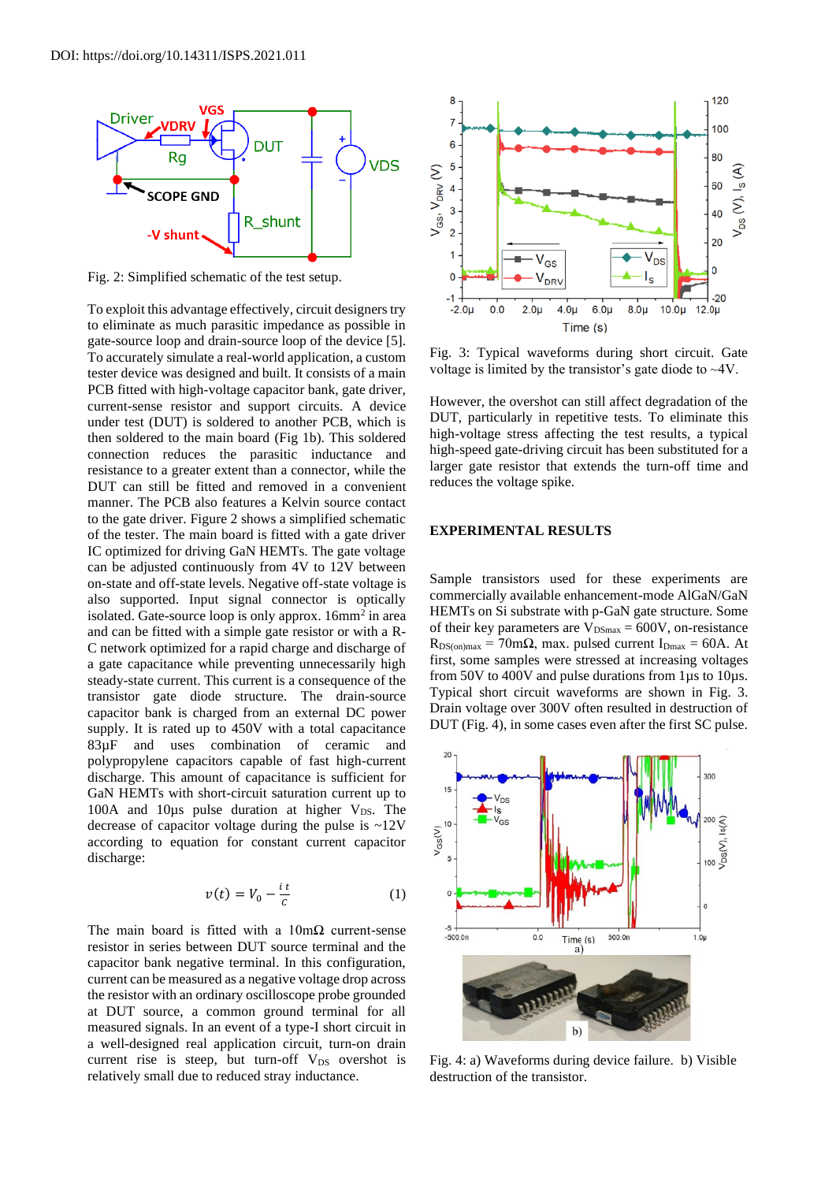DOI: https://doi.org/10.14311/ISPS.2021.011

Fig. 2: Simplified schematic of the test setup.

To exploit this advantage effectively, circuit designers try to eliminate as much parasitic impedance as possible in gate-source loop and drain-source loop of the device [5]. To accurately simulate a real-world application, a custom tester device was designed and built. It consists of a main PCB fitted with high-voltage capacitor bank, gate driver, current-sense resistor and support circuits. A device under test (DUT) is soldered to another PCB, which is then soldered to the main board (Fig 1b). This soldered connection reduces the parasitic inductance and resistance to a greater extent than a connector, while the DUT can still be fitted and removed in a convenient manner. The PCB also features a Kelvin source contact to the gate driver. Figure 2 shows a simplified schematic of the tester. The main board is fitted with a gate driver IC optimized for driving GaN HEMTs. The gate voltage can be adjusted continuously from 4V to 12V between on-state and off-state levels. Negative off-state voltage is also supported. Input signal connector is optically isolated. Gate-source loop is only approx. 16mm$^2$ in area and can be fitted with a simple gate resistor or with a R-C network optimized for a rapid charge and discharge of a gate capacitance while preventing unnecessarily high steady-state current. This current is a consequence of the transistor gate diode structure. The drain-source capacitor bank is charged from an external DC power supply. It is rated up to 450V with a total capacitance 83µF and uses combination of ceramic and polypropylene capacitors capable of fast high-current discharge. This amount of capacitance is sufficient for GaN HEMTs with short-circuit saturation current up to 100A and 10µs pulse duration at higher $V_{DS}$. The decrease of capacitor voltage during the pulse is ~12V according to equation for constant current capacitor discharge:

$$v(t) = V_0 - \frac{i\,t}{C} \qquad (1)$$

The main board is fitted with a 10mΩ current-sense resistor in series between DUT source terminal and the capacitor bank negative terminal. In this configuration, current can be measured as a negative voltage drop across the resistor with an ordinary oscilloscope probe grounded at DUT source, a common ground terminal for all measured signals. In an event of a type-I short circuit in a well-designed real application circuit, turn-on drain current rise is steep, but turn-off $V_{DS}$ overshot is relatively small due to reduced stray inductance.

Fig. 3: Typical waveforms during short circuit. Gate voltage is limited by the transistor's gate diode to ~4V.

However, the overshot can still affect degradation of the DUT, particularly in repetitive tests. To eliminate this high-voltage stress affecting the test results, a typical high-speed gate-driving circuit has been substituted for a larger gate resistor that extends the turn-off time and reduces the voltage spike.

## EXPERIMENTAL RESULTS

Sample transistors used for these experiments are commercially available enhancement-mode AlGaN/GaN HEMTs on Si substrate with p-GaN gate structure. Some of their key parameters are $V_{DSmax}$ = 600V, on-resistance $R_{DS(on)max}$ = 70mΩ, max. pulsed current $I_{Dmax}$ = 60A. At first, some samples were stressed at increasing voltages from 50V to 400V and pulse durations from 1µs to 10µs. Typical short circuit waveforms are shown in Fig. 3. Drain voltage over 300V often resulted in destruction of DUT (Fig. 4), in some cases even after the first SC pulse.

Fig. 4: a) Waveforms during device failure. b) Visible destruction of the transistor.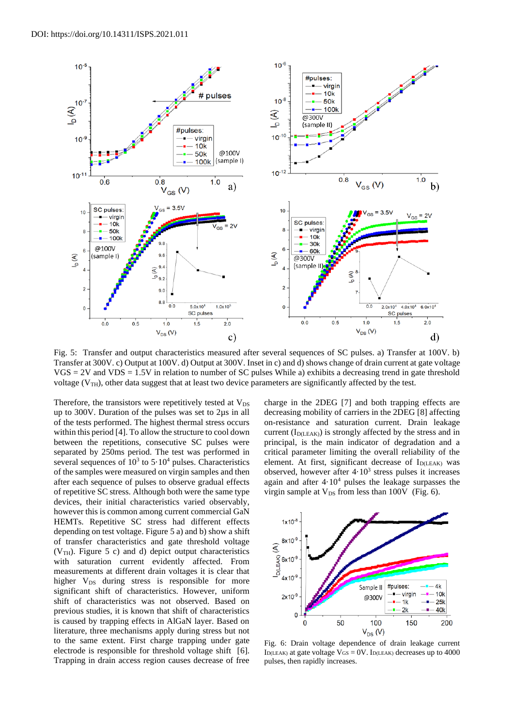DOI: https://doi.org/10.14311/ISPS.2021.011

Fig. 5: Transfer and output characteristics measured after several sequences of SC pulses. a) Transfer at 100V. b) Transfer at 300V. c) Output at 100V. d) Output at 300V. Inset in c) and d) shows change of drain current at gate voltage VGS = 2V and VDS = 1.5V in relation to number of SC pulses While a) exhibits a decreasing trend in gate threshold voltage ($V_{TH}$), other data suggest that at least two device parameters are significantly affected by the test.

Therefore, the transistors were repetitively tested at $V_{DS}$ up to 300V. Duration of the pulses was set to 2μs in all of the tests performed. The highest thermal stress occurs within this period [4]. To allow the structure to cool down between the repetitions, consecutive SC pulses were separated by 250ms period. The test was performed in several sequences of $10^3$ to $5 \cdot 10^4$ pulses. Characteristics of the samples were measured on virgin samples and then after each sequence of pulses to observe gradual effects of repetitive SC stress. Although both were the same type devices, their initial characteristics varied observably, however this is common among current commercial GaN HEMTs. Repetitive SC stress had different effects depending on test voltage. Figure 5 a) and b) show a shift of transfer characteristics and gate threshold voltage ($V_{TH}$). Figure 5 c) and d) depict output characteristics with saturation current evidently affected. From measurements at different drain voltages it is clear that higher $V_{DS}$ during stress is responsible for more significant shift of characteristics. However, uniform shift of characteristics was not observed. Based on previous studies, it is known that shift of characteristics is caused by trapping effects in AlGaN layer. Based on literature, three mechanisms apply during stress but not to the same extent. First charge trapping under gate electrode is responsible for threshold voltage shift [6]. Trapping in drain access region causes decrease of free charge in the 2DEG [7] and both trapping effects are decreasing mobility of carriers in the 2DEG [8] affecting on-resistance and saturation current. Drain leakage current ($I_{D(LEAK)}$) is strongly affected by the stress and in principal, is the main indicator of degradation and a critical parameter limiting the overall reliability of the element. At first, significant decrease of $I_{D(LEAK)}$ was observed, however after $4 \cdot 10^3$ stress pulses it increases again and after $4 \cdot 10^4$ pulses the leakage surpasses the virgin sample at $V_{DS}$ from less than 100V (Fig. 6).

Fig. 6: Drain voltage dependence of drain leakage current $I_{D(LEAK)}$ at gate voltage $V_{GS}$ = 0V. $I_{D(LEAK)}$ decreases up to 4000 pulses, then rapidly increases.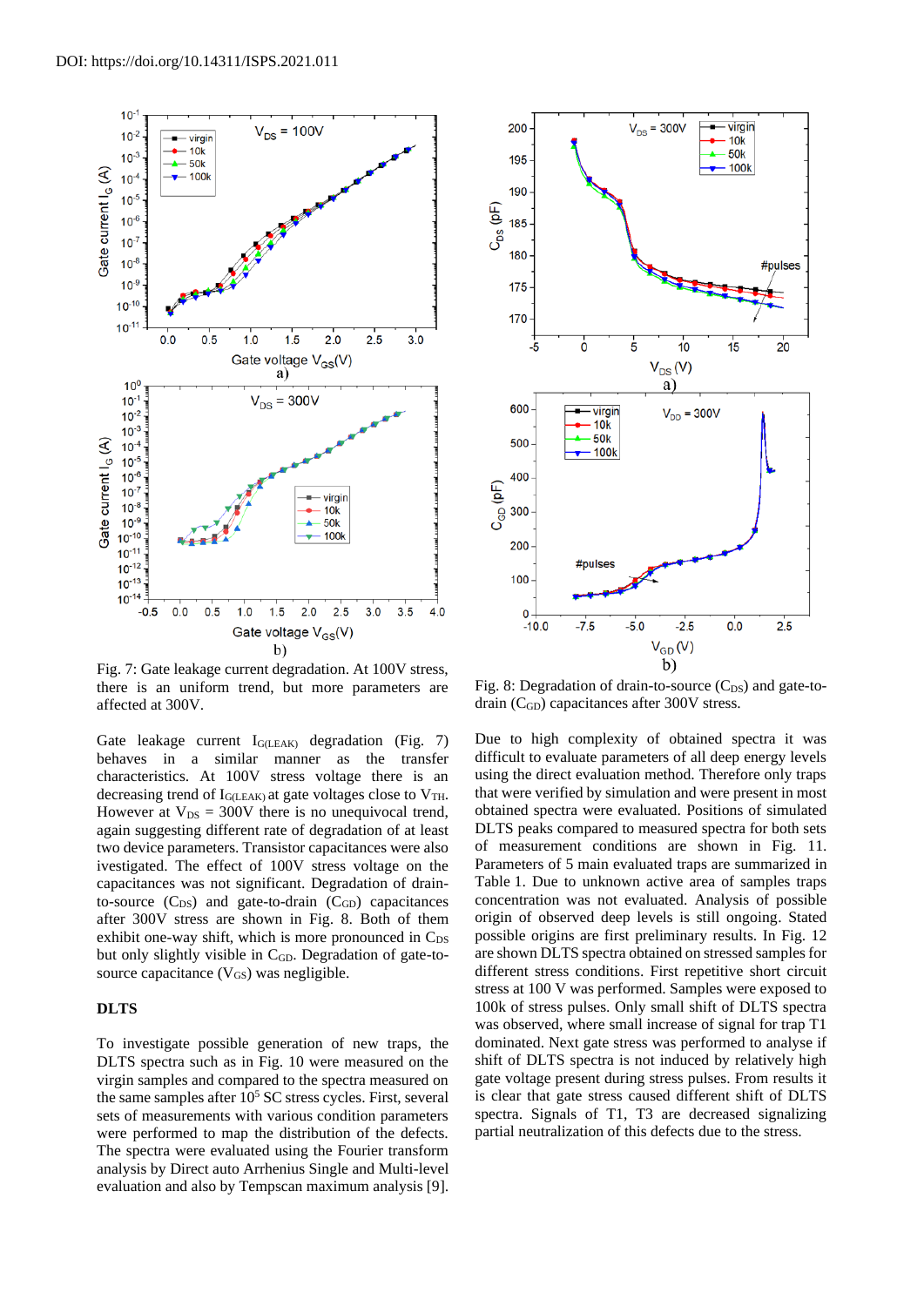Fig. 7: Gate leakage current degradation. At 100V stress, there is an uniform trend, but more parameters are affected at 300V.

Gate leakage current $I_{G(LEAK)}$ degradation (Fig. 7) behaves in a similar manner as the transfer characteristics. At 100V stress voltage there is an decreasing trend of $I_{G(LEAK)}$ at gate voltages close to $V_{TH}$. However at $V_{DS}$ = 300V there is no unequivocal trend, again suggesting different rate of degradation of at least two device parameters. Transistor capacitances were also ivestigated. The effect of 100V stress voltage on the capacitances was not significant. Degradation of drain-to-source ($C_{DS}$) and gate-to-drain ($C_{GD}$) capacitances after 300V stress are shown in Fig. 8. Both of them exhibit one-way shift, which is more pronounced in $C_{DS}$ but only slightly visible in $C_{GD}$. Degradation of gate-to-source capacitance ($V_{GS}$) was negligible.

Fig. 8: Degradation of drain-to-source ($C_{DS}$) and gate-to-drain ($C_{GD}$) capacitances after 300V stress.

## DLTS

To investigate possible generation of new traps, the DLTS spectra such as in Fig. 10 were measured on the virgin samples and compared to the spectra measured on the same samples after $10^5$ SC stress cycles. First, several sets of measurements with various condition parameters were performed to map the distribution of the defects. The spectra were evaluated using the Fourier transform analysis by Direct auto Arrhenius Single and Multi-level evaluation and also by Tempscan maximum analysis [9].

Due to high complexity of obtained spectra it was difficult to evaluate parameters of all deep energy levels using the direct evaluation method. Therefore only traps that were verified by simulation and were present in most obtained spectra were evaluated. Positions of simulated DLTS peaks compared to measured spectra for both sets of measurement conditions are shown in Fig. 11. Parameters of 5 main evaluated traps are summarized in Table 1. Due to unknown active area of samples traps concentration was not evaluated. Analysis of possible origin of observed deep levels is still ongoing. Stated possible origins are first preliminary results. In Fig. 12 are shown DLTS spectra obtained on stressed samples for different stress conditions. First repetitive short circuit stress at 100 V was performed. Samples were exposed to 100k of stress pulses. Only small shift of DLTS spectra was observed, where small increase of signal for trap T1 dominated. Next gate stress was performed to analyse if shift of DLTS spectra is not induced by relatively high gate voltage present during stress pulses. From results it is clear that gate stress caused different shift of DLTS spectra. Signals of T1, T3 are decreased signalizing partial neutralization of this defects due to the stress.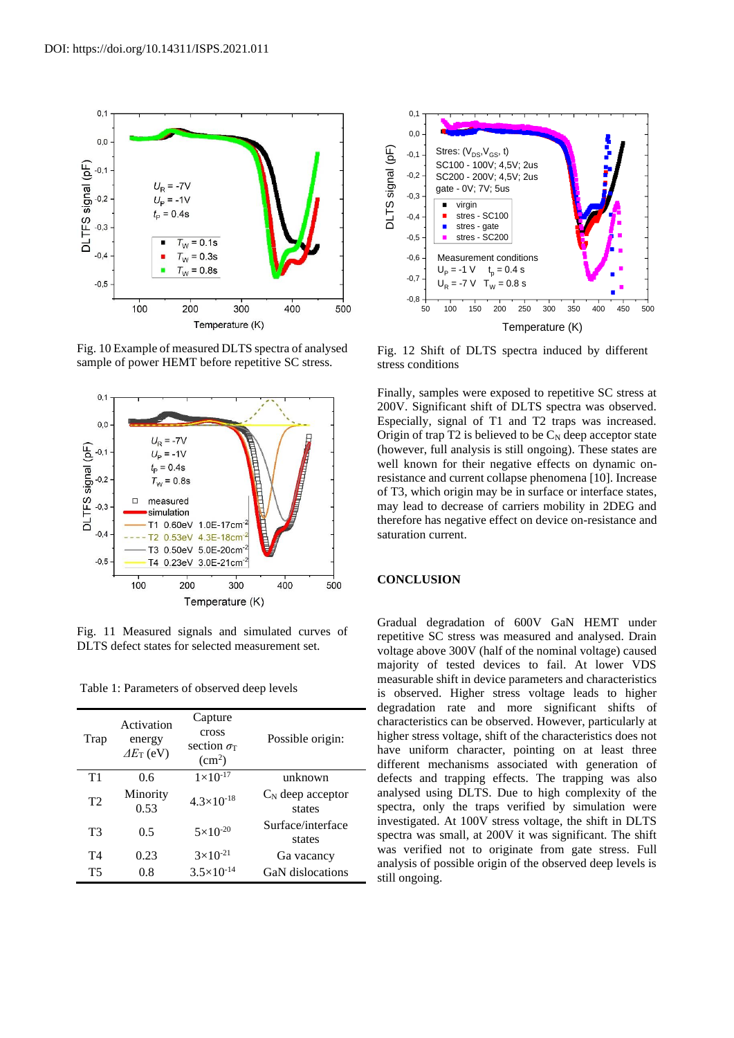DOI: https://doi.org/10.14311/ISPS.2021.011

Fig. 10 Example of measured DLTS spectra of analysed sample of power HEMT before repetitive SC stress.

Fig. 11 Measured signals and simulated curves of DLTS defect states for selected measurement set.

Table 1: Parameters of observed deep levels

| Trap | Activation energy $\Delta E_T$ (eV) | Capture cross section $\sigma_T$ ($cm^2$) | Possible origin: |
|---|---|---|---|
| T1 | 0.6 | $1\times10^{-17}$ | unknown |
| T2 | Minority 0.53 | $4.3\times10^{-18}$ | $C_N$ deep acceptor states |
| T3 | 0.5 | $5\times10^{-20}$ | Surface/interface states |
| T4 | 0.23 | $3\times10^{-21}$ | Ga vacancy |
| T5 | 0.8 | $3.5\times10^{-14}$ | GaN dislocations |

Fig. 12 Shift of DLTS spectra induced by different stress conditions

Finally, samples were exposed to repetitive SC stress at 200V. Significant shift of DLTS spectra was observed. Especially, signal of T1 and T2 traps was increased. Origin of trap T2 is believed to be $C_N$ deep acceptor state (however, full analysis is still ongoing). These states are well known for their negative effects on dynamic on-resistance and current collapse phenomena [10]. Increase of T3, which origin may be in surface or interface states, may lead to decrease of carriers mobility in 2DEG and therefore has negative effect on device on-resistance and saturation current.

## CONCLUSION

Gradual degradation of 600V GaN HEMT under repetitive SC stress was measured and analysed. Drain voltage above 300V (half of the nominal voltage) caused majority of tested devices to fail. At lower VDS measurable shift in device parameters and characteristics is observed. Higher stress voltage leads to higher degradation rate and more significant shifts of characteristics can be observed. However, particularly at higher stress voltage, shift of the characteristics does not have uniform character, pointing on at least three different mechanisms associated with generation of defects and trapping effects. The trapping was also analysed using DLTS. Due to high complexity of the spectra, only the traps verified by simulation were investigated. At 100V stress voltage, the shift in DLTS spectra was small, at 200V it was significant. The shift was verified not to originate from gate stress. Full analysis of possible origin of the observed deep levels is still ongoing.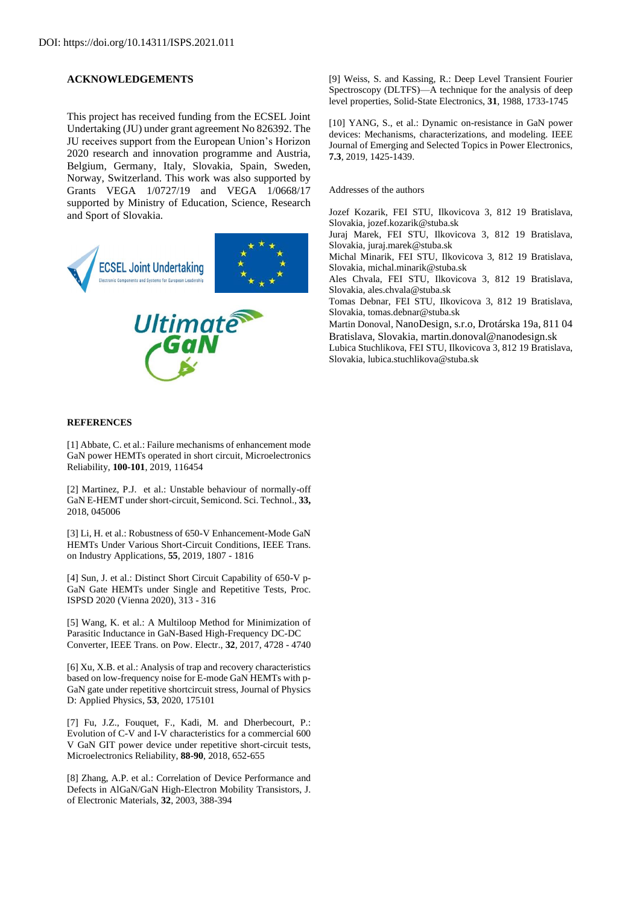DOI: https://doi.org/10.14311/ISPS.2021.011

## ACKNOWLEDGEMENTS

This project has received funding from the ECSEL Joint Undertaking (JU) under grant agreement No 826392. The JU receives support from the European Union's Horizon 2020 research and innovation programme and Austria, Belgium, Germany, Italy, Slovakia, Spain, Sweden, Norway, Switzerland. This work was also supported by Grants VEGA 1/0727/19 and VEGA 1/0668/17 supported by Ministry of Education, Science, Research and Sport of Slovakia.

## REFERENCES

[1] Abbate, C. et al.: Failure mechanisms of enhancement mode GaN power HEMTs operated in short circuit, Microelectronics Reliability, **100-101**, 2019, 116454

[2] Martinez, P.J. et al.: Unstable behaviour of normally-off GaN E-HEMT under short-circuit, Semicond. Sci. Technol., **33,** 2018, 045006

[3] Li, H. et al.: Robustness of 650-V Enhancement-Mode GaN HEMTs Under Various Short-Circuit Conditions, IEEE Trans. on Industry Applications, **55**, 2019, 1807 - 1816

[4] Sun, J. et al.: Distinct Short Circuit Capability of 650-V p-GaN Gate HEMTs under Single and Repetitive Tests, Proc. ISPSD 2020 (Vienna 2020), 313 - 316

[5] Wang, K. et al.: A Multiloop Method for Minimization of Parasitic Inductance in GaN-Based High-Frequency DC-DC Converter, IEEE Trans. on Pow. Electr., **32**, 2017, 4728 - 4740

[6] Xu, X.B. et al.: Analysis of trap and recovery characteristics based on low-frequency noise for E-mode GaN HEMTs with p-GaN gate under repetitive shortcircuit stress, Journal of Physics D: Applied Physics, **53**, 2020, 175101

[7] Fu, J.Z., Fouquet, F., Kadi, M. and Dherbecourt, P.: Evolution of C-V and I-V characteristics for a commercial 600 V GaN GIT power device under repetitive short-circuit tests, Microelectronics Reliability, **88-90**, 2018, 652-655

[8] Zhang, A.P. et al.: Correlation of Device Performance and Defects in AlGaN/GaN High-Electron Mobility Transistors, J. of Electronic Materials, **32**, 2003, 388-394

[9] Weiss, S. and Kassing, R.: Deep Level Transient Fourier Spectroscopy (DLTFS)—A technique for the analysis of deep level properties, Solid-State Electronics, **31**, 1988, 1733-1745

[10] YANG, S., et al.: Dynamic on-resistance in GaN power devices: Mechanisms, characterizations, and modeling. IEEE Journal of Emerging and Selected Topics in Power Electronics, **7.3**, 2019, 1425-1439.

Addresses of the authors

Jozef Kozarik, FEI STU, Ilkovicova 3, 812 19 Bratislava, Slovakia, jozef.kozarik@stuba.sk
Juraj Marek, FEI STU, Ilkovicova 3, 812 19 Bratislava, Slovakia, juraj.marek@stuba.sk
Michal Minarik, FEI STU, Ilkovicova 3, 812 19 Bratislava, Slovakia, michal.minarik@stuba.sk
Ales Chvala, FEI STU, Ilkovicova 3, 812 19 Bratislava, Slovakia, ales.chvala@stuba.sk
Tomas Debnar, FEI STU, Ilkovicova 3, 812 19 Bratislava, Slovakia, tomas.debnar@stuba.sk
Martin Donoval, NanoDesign, s.r.o, Drotárska 19a, 811 04 Bratislava, Slovakia, martin.donoval@nanodesign.sk
Lubica Stuchlikova, FEI STU, Ilkovicova 3, 812 19 Bratislava, Slovakia, lubica.stuchlikova@stuba.sk